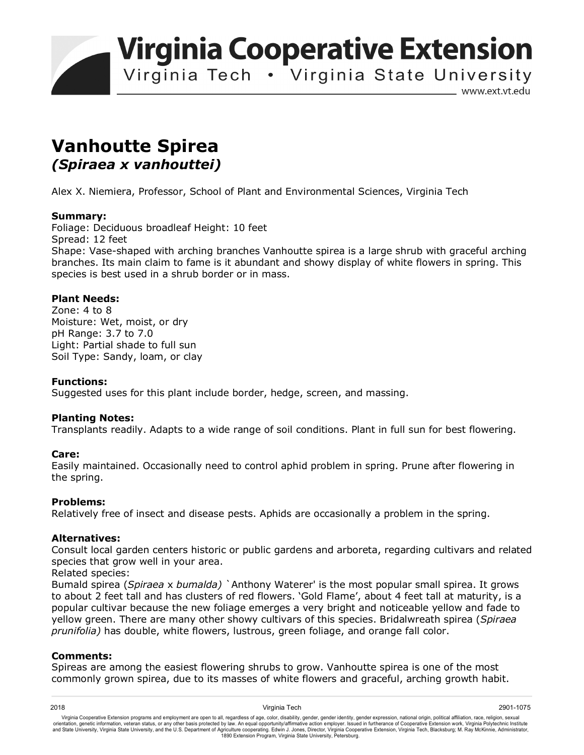# Virginia Cooperative Extension

Virginia Tech • Virginia State University

www.ext.vt.edu

# Vanhoutte Spirea

## *(Spiraea x vanhouttei)*

Alex X. Niemiera, Professor, School of Plant and Environmental Sciences, Virginia Tech

**Summary:**
Foliage: Deciduous broadleaf Height: 10 feet
Spread: 12 feet
Shape: Vase-shaped with arching branches Vanhoutte spirea is a large shrub with graceful arching branches. Its main claim to fame is it abundant and showy display of white flowers in spring. This species is best used in a shrub border or in mass.

**Plant Needs:**
Zone: 4 to 8
Moisture: Wet, moist, or dry
pH Range: 3.7 to 7.0
Light: Partial shade to full sun
Soil Type: Sandy, loam, or clay

**Functions:**
Suggested uses for this plant include border, hedge, screen, and massing.

**Planting Notes:**
Transplants readily. Adapts to a wide range of soil conditions. Plant in full sun for best flowering.

**Care:**
Easily maintained. Occasionally need to control aphid problem in spring. Prune after flowering in the spring.

**Problems:**
Relatively free of insect and disease pests. Aphids are occasionally a problem in the spring.

**Alternatives:**
Consult local garden centers historic or public gardens and arboreta, regarding cultivars and related species that grow well in your area.
Related species:
Bumald spirea (*Spiraea* x *bumalda)* `Anthony Waterer' is the most popular small spirea. It grows to about 2 feet tall and has clusters of red flowers. 'Gold Flame', about 4 feet tall at maturity, is a popular cultivar because the new foliage emerges a very bright and noticeable yellow and fade to yellow green. There are many other showy cultivars of this species. Bridalwreath spirea (*Spiraea prunifolia)* has double, white flowers, lustrous, green foliage, and orange fall color.

**Comments:**
Spireas are among the easiest flowering shrubs to grow. Vanhoutte spirea is one of the most commonly grown spirea, due to its masses of white flowers and graceful, arching growth habit.

2018 Virginia Tech 2901-1075

Virginia Cooperative Extension programs and employment are open to all, regardless of age, color, disability, gender, gender identity, gender expression, national origin, political affiliation, race, religion, sexual orientation, genetic information, veteran status, or any other basis protected by law. An equal opportunity/affirmative action employer. Issued in furtherance of Cooperative Extension work, Virginia Polytechnic Institute and State University, Virginia State University, and the U.S. Department of Agriculture cooperating. Edwin J. Jones, Director, Virginia Cooperative Extension, Virginia Tech, Blacksburg; M. Ray McKinnie, Administrator, 1890 Extension Program, Virginia State University, Petersburg.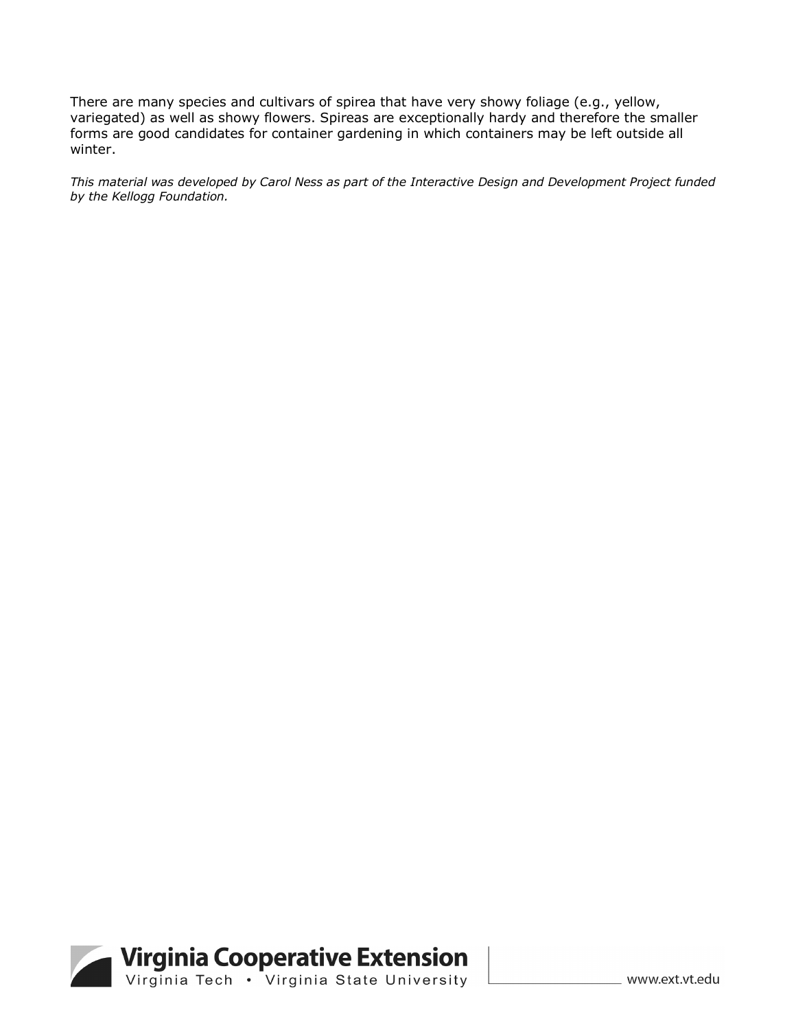There are many species and cultivars of spirea that have very showy foliage (e.g., yellow, variegated) as well as showy flowers. Spireas are exceptionally hardy and therefore the smaller forms are good candidates for container gardening in which containers may be left outside all winter.

*This material was developed by Carol Ness as part of the Interactive Design and Development Project funded by the Kellogg Foundation.*